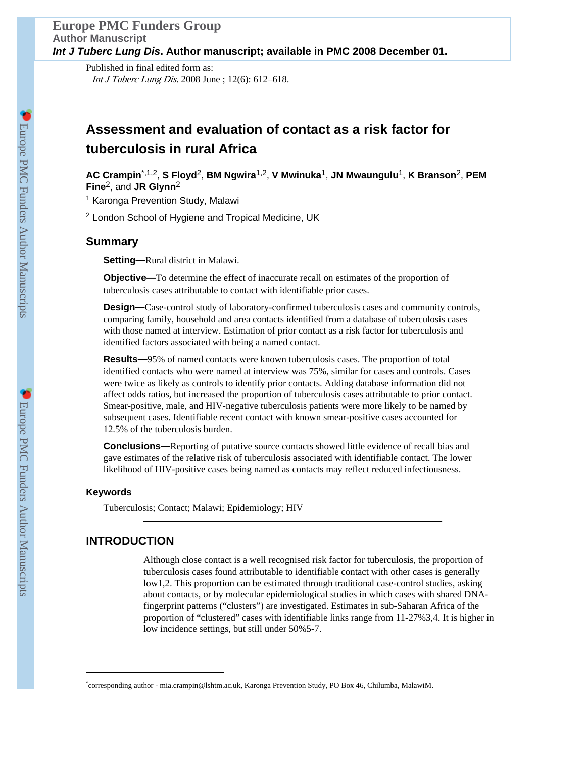Published in final edited form as:

*Int J Tuberc Lung Dis*. 2008 June ; 12(6): 612–618.

# Assessment and evaluation of contact as a risk factor for tuberculosis in rural Africa

**AC Crampin**[*,1,2], **S Floyd**[2], **BM Ngwira**[1,2], **V Mwinuka**[1], **JN Mwaungulu**[1], **K Branson**[2], **PEM Fine**[2], and **JR Glynn**[2]

[1] Karonga Prevention Study, Malawi

[2] London School of Hygiene and Tropical Medicine, UK

## Summary

**Setting—**Rural district in Malawi.

**Objective—**To determine the effect of inaccurate recall on estimates of the proportion of tuberculosis cases attributable to contact with identifiable prior cases.

**Design—**Case-control study of laboratory-confirmed tuberculosis cases and community controls, comparing family, household and area contacts identified from a database of tuberculosis cases with those named at interview. Estimation of prior contact as a risk factor for tuberculosis and identified factors associated with being a named contact.

**Results—**95% of named contacts were known tuberculosis cases. The proportion of total identified contacts who were named at interview was 75%, similar for cases and controls. Cases were twice as likely as controls to identify prior contacts. Adding database information did not affect odds ratios, but increased the proportion of tuberculosis cases attributable to prior contact. Smear-positive, male, and HIV-negative tuberculosis patients were more likely to be named by subsequent cases. Identifiable recent contact with known smear-positive cases accounted for 12.5% of the tuberculosis burden.

**Conclusions—**Reporting of putative source contacts showed little evidence of recall bias and gave estimates of the relative risk of tuberculosis associated with identifiable contact. The lower likelihood of HIV-positive cases being named as contacts may reflect reduced infectiousness.

### Keywords

Tuberculosis; Contact; Malawi; Epidemiology; HIV

## INTRODUCTION

Although close contact is a well recognised risk factor for tuberculosis, the proportion of tuberculosis cases found attributable to identifiable contact with other cases is generally low[1,2]. This proportion can be estimated through traditional case-control studies, asking about contacts, or by molecular epidemiological studies in which cases with shared DNA-fingerprint patterns ("clusters") are investigated. Estimates in sub-Saharan Africa of the proportion of "clustered" cases with identifiable links range from 11-27%[3,4]. It is higher in low incidence settings, but still under 50%[5-7].

*corresponding author - mia.crampin@lshtm.ac.uk, Karonga Prevention Study, PO Box 46, Chilumba, MalawiM.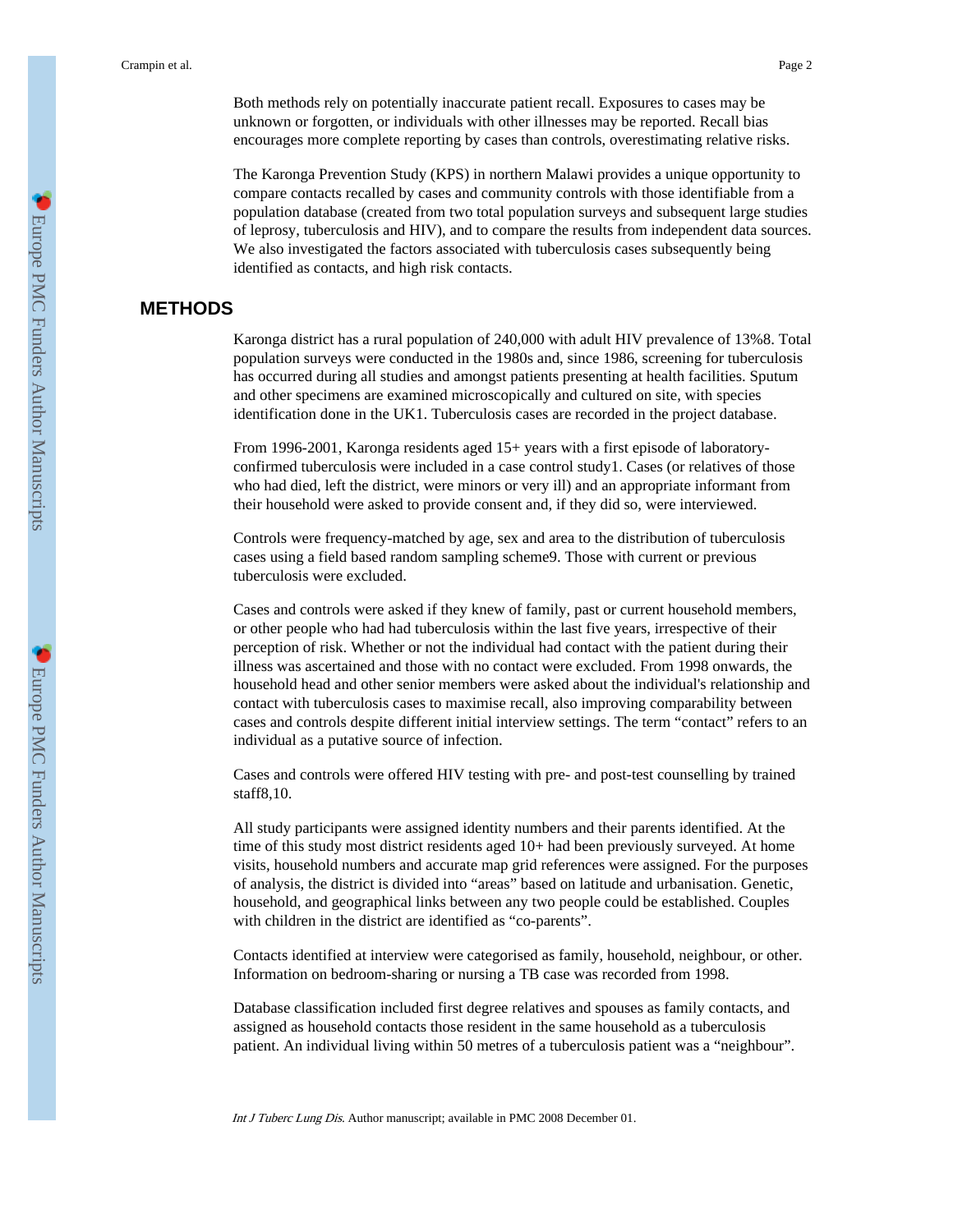Both methods rely on potentially inaccurate patient recall. Exposures to cases may be unknown or forgotten, or individuals with other illnesses may be reported. Recall bias encourages more complete reporting by cases than controls, overestimating relative risks.

The Karonga Prevention Study (KPS) in northern Malawi provides a unique opportunity to compare contacts recalled by cases and community controls with those identifiable from a population database (created from two total population surveys and subsequent large studies of leprosy, tuberculosis and HIV), and to compare the results from independent data sources. We also investigated the factors associated with tuberculosis cases subsequently being identified as contacts, and high risk contacts.

## METHODS

Karonga district has a rural population of 240,000 with adult HIV prevalence of 13%[8]. Total population surveys were conducted in the 1980s and, since 1986, screening for tuberculosis has occurred during all studies and amongst patients presenting at health facilities. Sputum and other specimens are examined microscopically and cultured on site, with species identification done in the UK[1]. Tuberculosis cases are recorded in the project database.

From 1996-2001, Karonga residents aged 15+ years with a first episode of laboratory-confirmed tuberculosis were included in a case control study[1]. Cases (or relatives of those who had died, left the district, were minors or very ill) and an appropriate informant from their household were asked to provide consent and, if they did so, were interviewed.

Controls were frequency-matched by age, sex and area to the distribution of tuberculosis cases using a field based random sampling scheme[9]. Those with current or previous tuberculosis were excluded.

Cases and controls were asked if they knew of family, past or current household members, or other people who had had tuberculosis within the last five years, irrespective of their perception of risk. Whether or not the individual had contact with the patient during their illness was ascertained and those with no contact were excluded. From 1998 onwards, the household head and other senior members were asked about the individual's relationship and contact with tuberculosis cases to maximise recall, also improving comparability between cases and controls despite different initial interview settings. The term "contact" refers to an individual as a putative source of infection.

Cases and controls were offered HIV testing with pre- and post-test counselling by trained staff[8,10].

All study participants were assigned identity numbers and their parents identified. At the time of this study most district residents aged 10+ had been previously surveyed. At home visits, household numbers and accurate map grid references were assigned. For the purposes of analysis, the district is divided into "areas" based on latitude and urbanisation. Genetic, household, and geographical links between any two people could be established. Couples with children in the district are identified as "co-parents".

Contacts identified at interview were categorised as family, household, neighbour, or other. Information on bedroom-sharing or nursing a TB case was recorded from 1998.

Database classification included first degree relatives and spouses as family contacts, and assigned as household contacts those resident in the same household as a tuberculosis patient. An individual living within 50 metres of a tuberculosis patient was a "neighbour".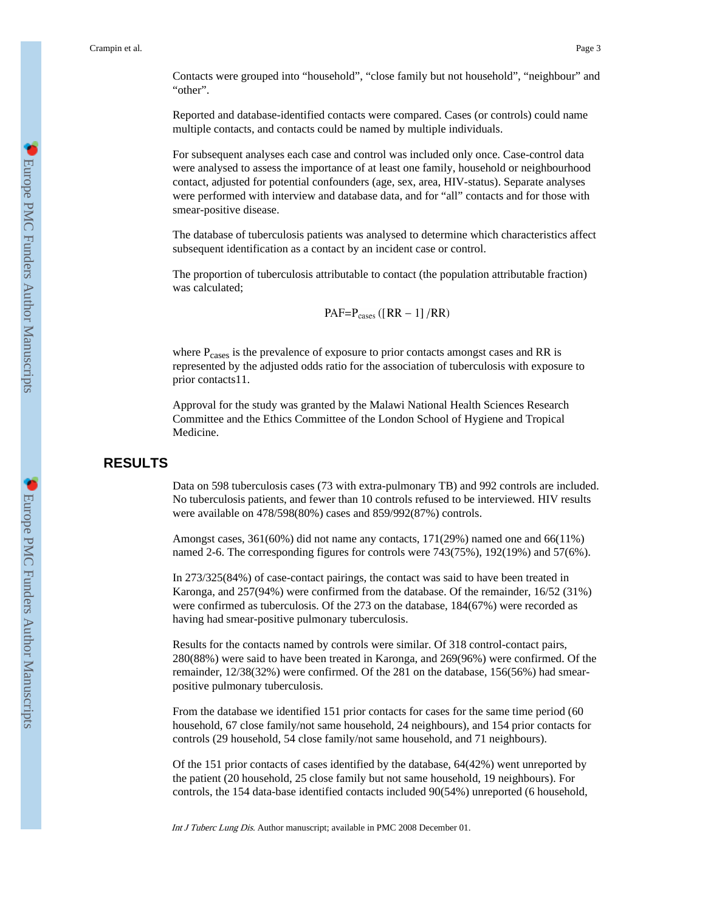Contacts were grouped into "household", "close family but not household", "neighbour" and "other".

Reported and database-identified contacts were compared. Cases (or controls) could name multiple contacts, and contacts could be named by multiple individuals.

For subsequent analyses each case and control was included only once. Case-control data were analysed to assess the importance of at least one family, household or neighbourhood contact, adjusted for potential confounders (age, sex, area, HIV-status). Separate analyses were performed with interview and database data, and for "all" contacts and for those with smear-positive disease.

The database of tuberculosis patients was analysed to determine which characteristics affect subsequent identification as a contact by an incident case or control.

The proportion of tuberculosis attributable to contact (the population attributable fraction) was calculated;

$$PAF = P_{cases}([RR - 1]/RR)$$

where $P_{cases}$ is the prevalence of exposure to prior contacts amongst cases and RR is represented by the adjusted odds ratio for the association of tuberculosis with exposure to prior contacts[11].

Approval for the study was granted by the Malawi National Health Sciences Research Committee and the Ethics Committee of the London School of Hygiene and Tropical Medicine.

## RESULTS

Data on 598 tuberculosis cases (73 with extra-pulmonary TB) and 992 controls are included. No tuberculosis patients, and fewer than 10 controls refused to be interviewed. HIV results were available on 478/598(80%) cases and 859/992(87%) controls.

Amongst cases, 361(60%) did not name any contacts, 171(29%) named one and 66(11%) named 2-6. The corresponding figures for controls were 743(75%), 192(19%) and 57(6%).

In 273/325(84%) of case-contact pairings, the contact was said to have been treated in Karonga, and 257(94%) were confirmed from the database. Of the remainder, 16/52 (31%) were confirmed as tuberculosis. Of the 273 on the database, 184(67%) were recorded as having had smear-positive pulmonary tuberculosis.

Results for the contacts named by controls were similar. Of 318 control-contact pairs, 280(88%) were said to have been treated in Karonga, and 269(96%) were confirmed. Of the remainder, 12/38(32%) were confirmed. Of the 281 on the database, 156(56%) had smear-positive pulmonary tuberculosis.

From the database we identified 151 prior contacts for cases for the same time period (60 household, 67 close family/not same household, 24 neighbours), and 154 prior contacts for controls (29 household, 54 close family/not same household, and 71 neighbours).

Of the 151 prior contacts of cases identified by the database, 64(42%) went unreported by the patient (20 household, 25 close family but not same household, 19 neighbours). For controls, the 154 data-base identified contacts included 90(54%) unreported (6 household,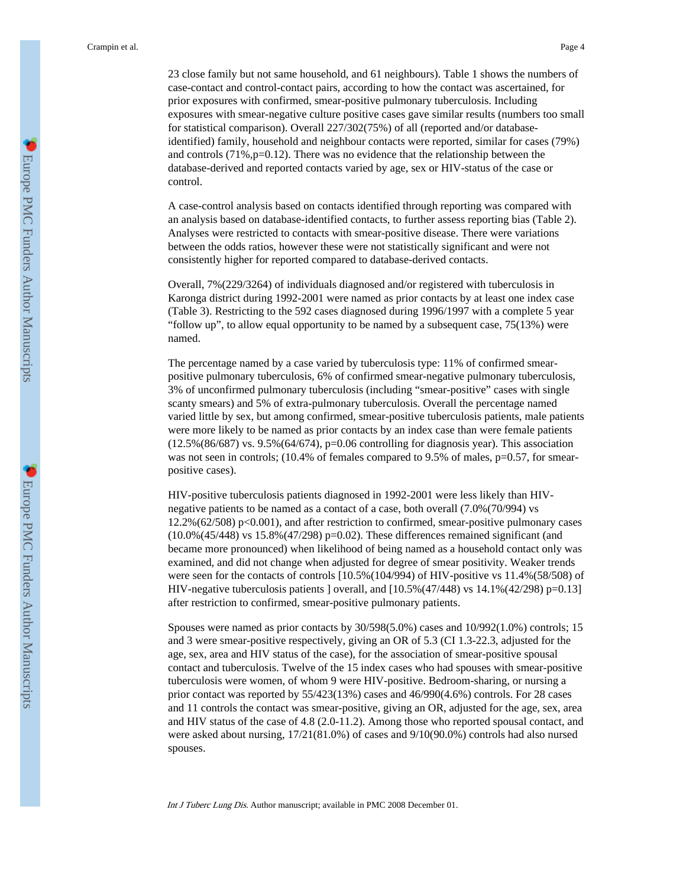23 close family but not same household, and 61 neighbours). Table 1 shows the numbers of case-contact and control-contact pairs, according to how the contact was ascertained, for prior exposures with confirmed, smear-positive pulmonary tuberculosis. Including exposures with smear-negative culture positive cases gave similar results (numbers too small for statistical comparison). Overall 227/302(75%) of all (reported and/or database-identified) family, household and neighbour contacts were reported, similar for cases (79%) and controls (71%,p=0.12). There was no evidence that the relationship between the database-derived and reported contacts varied by age, sex or HIV-status of the case or control.

A case-control analysis based on contacts identified through reporting was compared with an analysis based on database-identified contacts, to further assess reporting bias (Table 2). Analyses were restricted to contacts with smear-positive disease. There were variations between the odds ratios, however these were not statistically significant and were not consistently higher for reported compared to database-derived contacts.

Overall, 7%(229/3264) of individuals diagnosed and/or registered with tuberculosis in Karonga district during 1992-2001 were named as prior contacts by at least one index case (Table 3). Restricting to the 592 cases diagnosed during 1996/1997 with a complete 5 year "follow up", to allow equal opportunity to be named by a subsequent case, 75(13%) were named.

The percentage named by a case varied by tuberculosis type: 11% of confirmed smear-positive pulmonary tuberculosis, 6% of confirmed smear-negative pulmonary tuberculosis, 3% of unconfirmed pulmonary tuberculosis (including "smear-positive" cases with single scanty smears) and 5% of extra-pulmonary tuberculosis. Overall the percentage named varied little by sex, but among confirmed, smear-positive tuberculosis patients, male patients were more likely to be named as prior contacts by an index case than were female patients (12.5%(86/687) vs. 9.5%(64/674), p=0.06 controlling for diagnosis year). This association was not seen in controls; (10.4% of females compared to 9.5% of males, p=0.57, for smear-positive cases).

HIV-positive tuberculosis patients diagnosed in 1992-2001 were less likely than HIV-negative patients to be named as a contact of a case, both overall (7.0%(70/994) vs 12.2%(62/508) p<0.001), and after restriction to confirmed, smear-positive pulmonary cases (10.0%(45/448) vs 15.8%(47/298) p=0.02). These differences remained significant (and became more pronounced) when likelihood of being named as a household contact only was examined, and did not change when adjusted for degree of smear positivity. Weaker trends were seen for the contacts of controls [10.5%(104/994) of HIV-positive vs 11.4%(58/508) of HIV-negative tuberculosis patients ] overall, and [10.5%(47/448) vs 14.1%(42/298) p=0.13] after restriction to confirmed, smear-positive pulmonary patients.

Spouses were named as prior contacts by 30/598(5.0%) cases and 10/992(1.0%) controls; 15 and 3 were smear-positive respectively, giving an OR of 5.3 (CI 1.3-22.3, adjusted for the age, sex, area and HIV status of the case), for the association of smear-positive spousal contact and tuberculosis. Twelve of the 15 index cases who had spouses with smear-positive tuberculosis were women, of whom 9 were HIV-positive. Bedroom-sharing, or nursing a prior contact was reported by 55/423(13%) cases and 46/990(4.6%) controls. For 28 cases and 11 controls the contact was smear-positive, giving an OR, adjusted for the age, sex, area and HIV status of the case of 4.8 (2.0-11.2). Among those who reported spousal contact, and were asked about nursing, 17/21(81.0%) of cases and 9/10(90.0%) controls had also nursed spouses.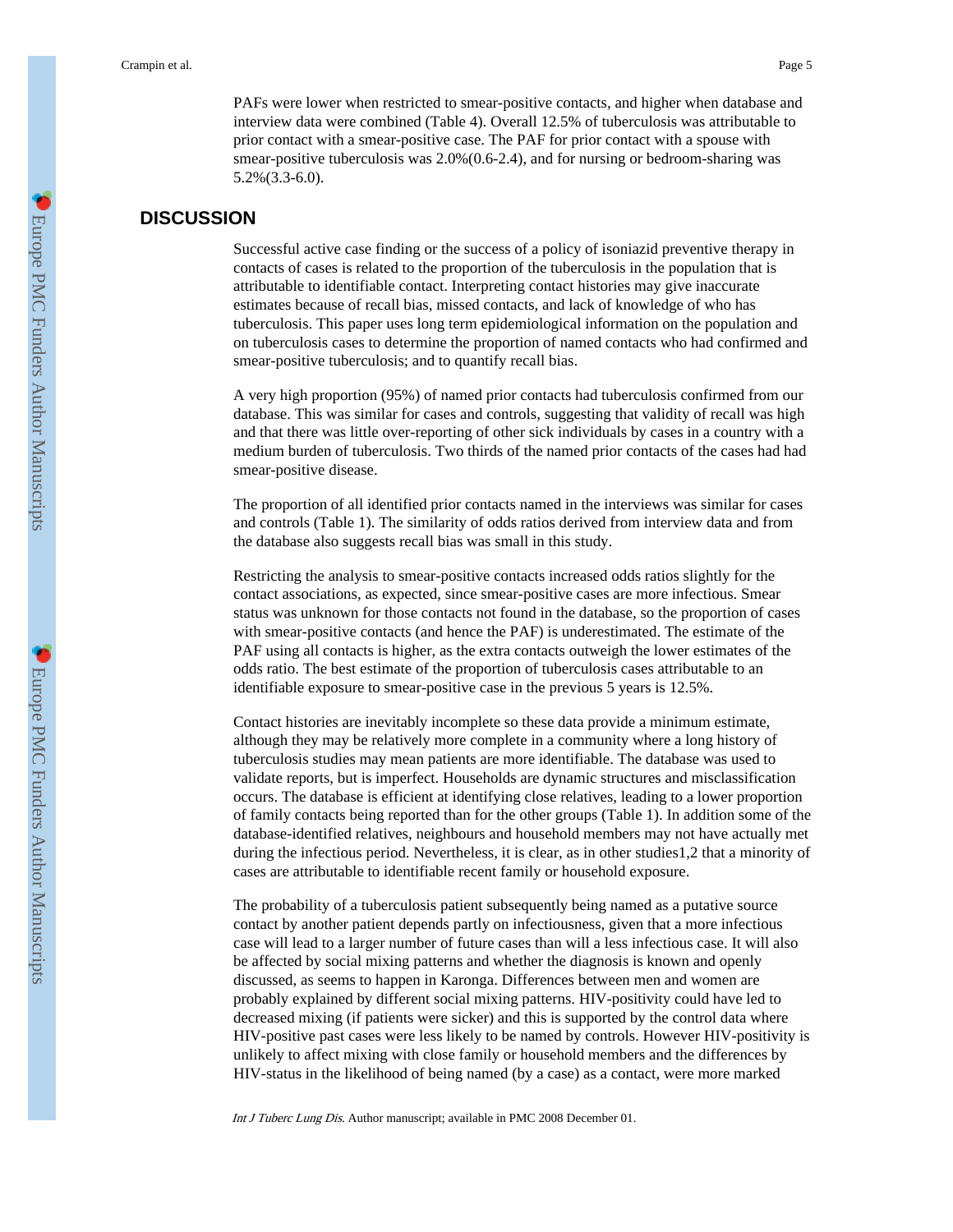PAFs were lower when restricted to smear-positive contacts, and higher when database and interview data were combined (Table 4). Overall 12.5% of tuberculosis was attributable to prior contact with a smear-positive case. The PAF for prior contact with a spouse with smear-positive tuberculosis was 2.0%(0.6-2.4), and for nursing or bedroom-sharing was 5.2%(3.3-6.0).

## DISCUSSION

Successful active case finding or the success of a policy of isoniazid preventive therapy in contacts of cases is related to the proportion of the tuberculosis in the population that is attributable to identifiable contact. Interpreting contact histories may give inaccurate estimates because of recall bias, missed contacts, and lack of knowledge of who has tuberculosis. This paper uses long term epidemiological information on the population and on tuberculosis cases to determine the proportion of named contacts who had confirmed and smear-positive tuberculosis; and to quantify recall bias.

A very high proportion (95%) of named prior contacts had tuberculosis confirmed from our database. This was similar for cases and controls, suggesting that validity of recall was high and that there was little over-reporting of other sick individuals by cases in a country with a medium burden of tuberculosis. Two thirds of the named prior contacts of the cases had had smear-positive disease.

The proportion of all identified prior contacts named in the interviews was similar for cases and controls (Table 1). The similarity of odds ratios derived from interview data and from the database also suggests recall bias was small in this study.

Restricting the analysis to smear-positive contacts increased odds ratios slightly for the contact associations, as expected, since smear-positive cases are more infectious. Smear status was unknown for those contacts not found in the database, so the proportion of cases with smear-positive contacts (and hence the PAF) is underestimated. The estimate of the PAF using all contacts is higher, as the extra contacts outweigh the lower estimates of the odds ratio. The best estimate of the proportion of tuberculosis cases attributable to an identifiable exposure to smear-positive case in the previous 5 years is 12.5%.

Contact histories are inevitably incomplete so these data provide a minimum estimate, although they may be relatively more complete in a community where a long history of tuberculosis studies may mean patients are more identifiable. The database was used to validate reports, but is imperfect. Households are dynamic structures and misclassification occurs. The database is efficient at identifying close relatives, leading to a lower proportion of family contacts being reported than for the other groups (Table 1). In addition some of the database-identified relatives, neighbours and household members may not have actually met during the infectious period. Nevertheless, it is clear, as in other studies[1,2] that a minority of cases are attributable to identifiable recent family or household exposure.

The probability of a tuberculosis patient subsequently being named as a putative source contact by another patient depends partly on infectiousness, given that a more infectious case will lead to a larger number of future cases than will a less infectious case. It will also be affected by social mixing patterns and whether the diagnosis is known and openly discussed, as seems to happen in Karonga. Differences between men and women are probably explained by different social mixing patterns. HIV-positivity could have led to decreased mixing (if patients were sicker) and this is supported by the control data where HIV-positive past cases were less likely to be named by controls. However HIV-positivity is unlikely to affect mixing with close family or household members and the differences by HIV-status in the likelihood of being named (by a case) as a contact, were more marked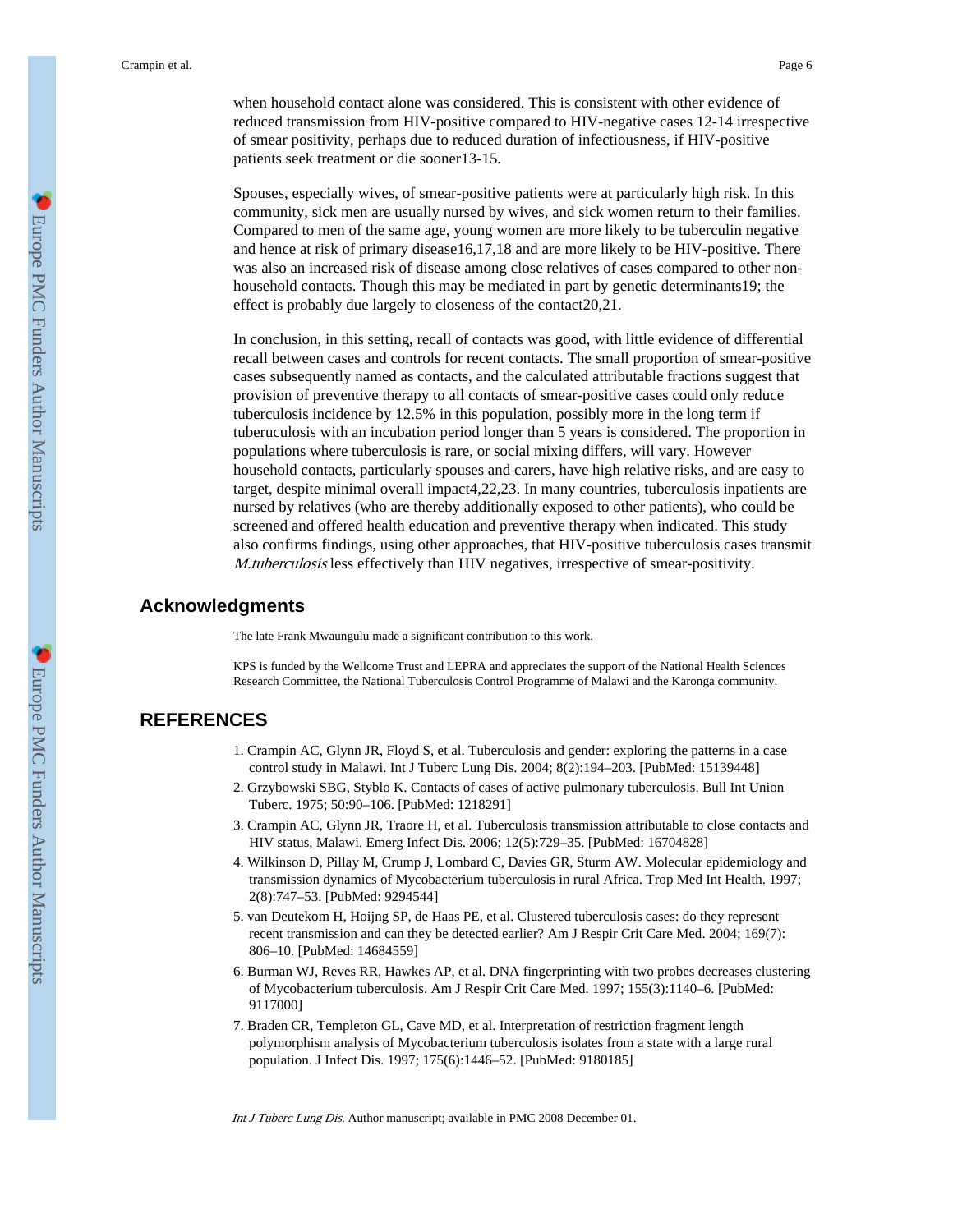when household contact alone was considered. This is consistent with other evidence of reduced transmission from HIV-positive compared to HIV-negative cases 12-14 irrespective of smear positivity, perhaps due to reduced duration of infectiousness, if HIV-positive patients seek treatment or die sooner13-15.

Spouses, especially wives, of smear-positive patients were at particularly high risk. In this community, sick men are usually nursed by wives, and sick women return to their families. Compared to men of the same age, young women are more likely to be tuberculin negative and hence at risk of primary disease16,17,18 and are more likely to be HIV-positive. There was also an increased risk of disease among close relatives of cases compared to other non-household contacts. Though this may be mediated in part by genetic determinants19; the effect is probably due largely to closeness of the contact20,21.

In conclusion, in this setting, recall of contacts was good, with little evidence of differential recall between cases and controls for recent contacts. The small proportion of smear-positive cases subsequently named as contacts, and the calculated attributable fractions suggest that provision of preventive therapy to all contacts of smear-positive cases could only reduce tuberculosis incidence by 12.5% in this population, possibly more in the long term if tuberuculosis with an incubation period longer than 5 years is considered. The proportion in populations where tuberculosis is rare, or social mixing differs, will vary. However household contacts, particularly spouses and carers, have high relative risks, and are easy to target, despite minimal overall impact4,22,23. In many countries, tuberculosis inpatients are nursed by relatives (who are thereby additionally exposed to other patients), who could be screened and offered health education and preventive therapy when indicated. This study also confirms findings, using other approaches, that HIV-positive tuberculosis cases transmit *M.tuberculosis* less effectively than HIV negatives, irrespective of smear-positivity.

## Acknowledgments

The late Frank Mwaungulu made a significant contribution to this work.

KPS is funded by the Wellcome Trust and LEPRA and appreciates the support of the National Health Sciences Research Committee, the National Tuberculosis Control Programme of Malawi and the Karonga community.

## REFERENCES

1. Crampin AC, Glynn JR, Floyd S, et al. Tuberculosis and gender: exploring the patterns in a case control study in Malawi. Int J Tuberc Lung Dis. 2004; 8(2):194–203. [PubMed: 15139448]
2. Grzybowski SBG, Styblo K. Contacts of cases of active pulmonary tuberculosis. Bull Int Union Tuberc. 1975; 50:90–106. [PubMed: 1218291]
3. Crampin AC, Glynn JR, Traore H, et al. Tuberculosis transmission attributable to close contacts and HIV status, Malawi. Emerg Infect Dis. 2006; 12(5):729–35. [PubMed: 16704828]
4. Wilkinson D, Pillay M, Crump J, Lombard C, Davies GR, Sturm AW. Molecular epidemiology and transmission dynamics of Mycobacterium tuberculosis in rural Africa. Trop Med Int Health. 1997; 2(8):747–53. [PubMed: 9294544]
5. van Deutekom H, Hoijng SP, de Haas PE, et al. Clustered tuberculosis cases: do they represent recent transmission and can they be detected earlier? Am J Respir Crit Care Med. 2004; 169(7): 806–10. [PubMed: 14684559]
6. Burman WJ, Reves RR, Hawkes AP, et al. DNA fingerprinting with two probes decreases clustering of Mycobacterium tuberculosis. Am J Respir Crit Care Med. 1997; 155(3):1140–6. [PubMed: 9117000]
7. Braden CR, Templeton GL, Cave MD, et al. Interpretation of restriction fragment length polymorphism analysis of Mycobacterium tuberculosis isolates from a state with a large rural population. J Infect Dis. 1997; 175(6):1446–52. [PubMed: 9180185]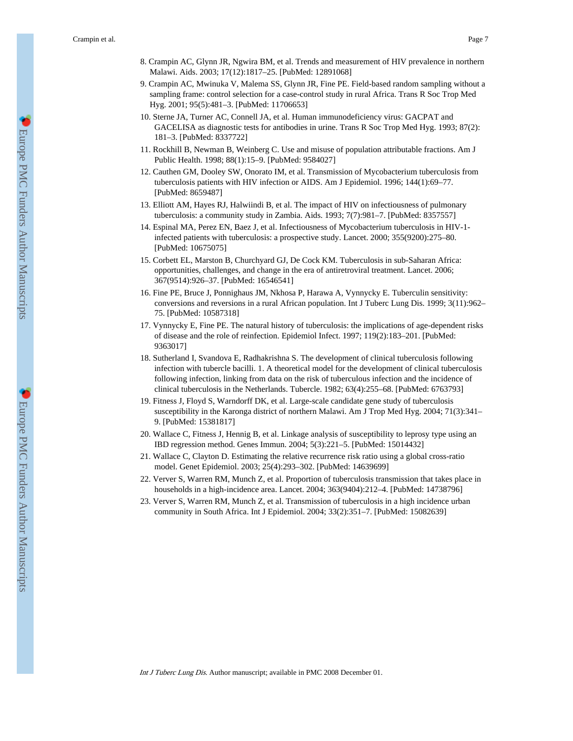8. Crampin AC, Glynn JR, Ngwira BM, et al. Trends and measurement of HIV prevalence in northern Malawi. Aids. 2003; 17(12):1817–25. [PubMed: 12891068]
9. Crampin AC, Mwinuka V, Malema SS, Glynn JR, Fine PE. Field-based random sampling without a sampling frame: control selection for a case-control study in rural Africa. Trans R Soc Trop Med Hyg. 2001; 95(5):481–3. [PubMed: 11706653]
10. Sterne JA, Turner AC, Connell JA, et al. Human immunodeficiency virus: GACPAT and GACELISA as diagnostic tests for antibodies in urine. Trans R Soc Trop Med Hyg. 1993; 87(2): 181–3. [PubMed: 8337722]
11. Rockhill B, Newman B, Weinberg C. Use and misuse of population attributable fractions. Am J Public Health. 1998; 88(1):15–9. [PubMed: 9584027]
12. Cauthen GM, Dooley SW, Onorato IM, et al. Transmission of Mycobacterium tuberculosis from tuberculosis patients with HIV infection or AIDS. Am J Epidemiol. 1996; 144(1):69–77. [PubMed: 8659487]
13. Elliott AM, Hayes RJ, Halwiindi B, et al. The impact of HIV on infectiousness of pulmonary tuberculosis: a community study in Zambia. Aids. 1993; 7(7):981–7. [PubMed: 8357557]
14. Espinal MA, Perez EN, Baez J, et al. Infectiousness of Mycobacterium tuberculosis in HIV-1-infected patients with tuberculosis: a prospective study. Lancet. 2000; 355(9200):275–80. [PubMed: 10675075]
15. Corbett EL, Marston B, Churchyard GJ, De Cock KM. Tuberculosis in sub-Saharan Africa: opportunities, challenges, and change in the era of antiretroviral treatment. Lancet. 2006; 367(9514):926–37. [PubMed: 16546541]
16. Fine PE, Bruce J, Ponnighaus JM, Nkhosa P, Harawa A, Vynnycky E. Tuberculin sensitivity: conversions and reversions in a rural African population. Int J Tuberc Lung Dis. 1999; 3(11):962–75. [PubMed: 10587318]
17. Vynnycky E, Fine PE. The natural history of tuberculosis: the implications of age-dependent risks of disease and the role of reinfection. Epidemiol Infect. 1997; 119(2):183–201. [PubMed: 9363017]
18. Sutherland I, Svandova E, Radhakrishna S. The development of clinical tuberculosis following infection with tubercle bacilli. 1. A theoretical model for the development of clinical tuberculosis following infection, linking from data on the risk of tuberculous infection and the incidence of clinical tuberculosis in the Netherlands. Tubercle. 1982; 63(4):255–68. [PubMed: 6763793]
19. Fitness J, Floyd S, Warndorff DK, et al. Large-scale candidate gene study of tuberculosis susceptibility in the Karonga district of northern Malawi. Am J Trop Med Hyg. 2004; 71(3):341–9. [PubMed: 15381817]
20. Wallace C, Fitness J, Hennig B, et al. Linkage analysis of susceptibility to leprosy type using an IBD regression method. Genes Immun. 2004; 5(3):221–5. [PubMed: 15014432]
21. Wallace C, Clayton D. Estimating the relative recurrence risk ratio using a global cross-ratio model. Genet Epidemiol. 2003; 25(4):293–302. [PubMed: 14639699]
22. Verver S, Warren RM, Munch Z, et al. Proportion of tuberculosis transmission that takes place in households in a high-incidence area. Lancet. 2004; 363(9404):212–4. [PubMed: 14738796]
23. Verver S, Warren RM, Munch Z, et al. Transmission of tuberculosis in a high incidence urban community in South Africa. Int J Epidemiol. 2004; 33(2):351–7. [PubMed: 15082639]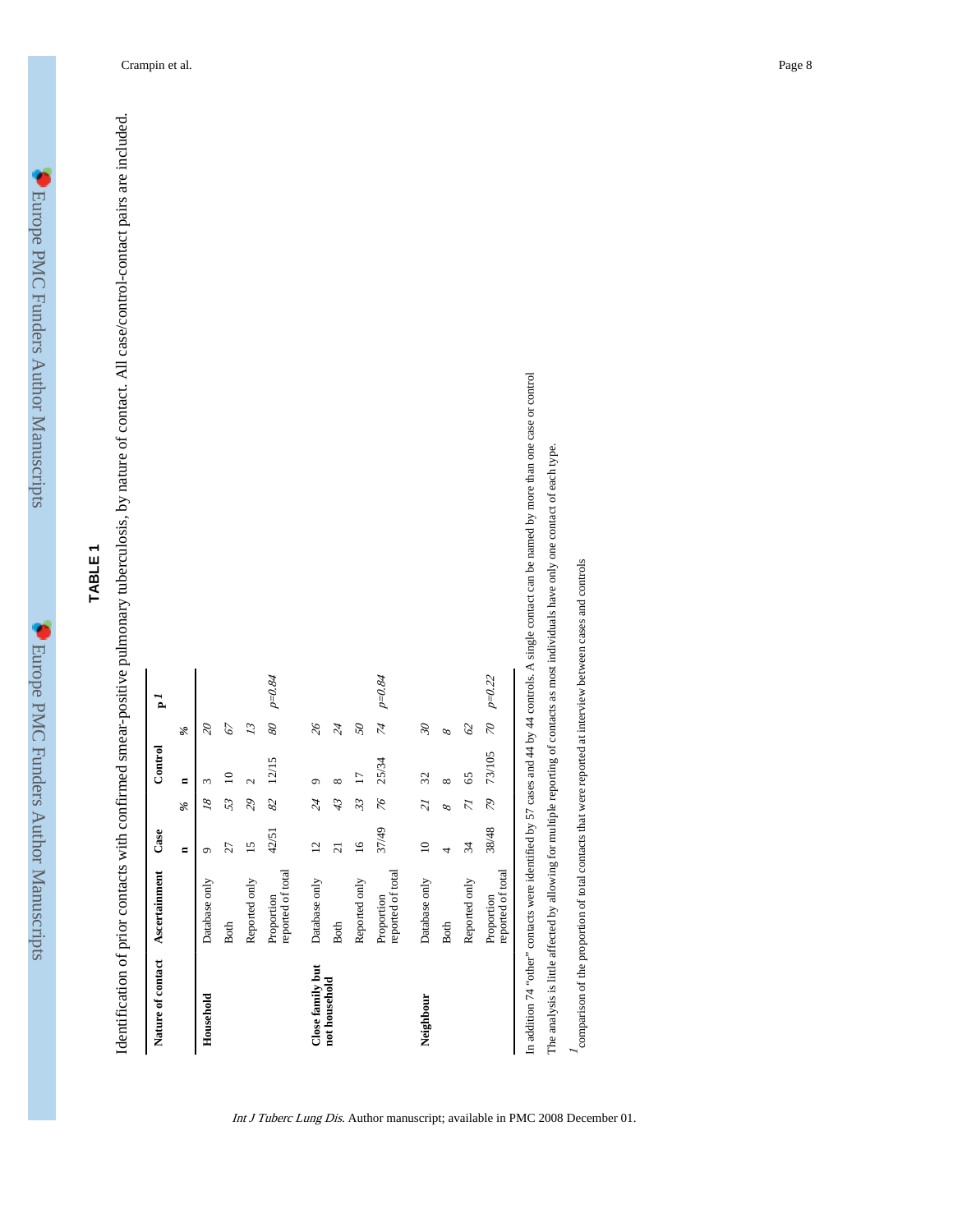## TABLE 1

Identification of prior contacts with confirmed smear-positive pulmonary tuberculosis, by nature of contact. All case/control-contact pairs are included.

| Nature of contact | Ascertainment | Case | | Control | | p [1] |
|---|---|---|---|---|---|---|
| | | n | % | n | % | |
| **Household** | Database only | 9 | *18* | 3 | *20* | |
| | Both | 27 | *53* | 10 | *67* | |
| | Reported only | 15 | *29* | 2 | *13* | |
| | Proportion reported of total | 42/51 | *82* | 12/15 | *80* | *p=0.84* |
| **Close family but not household** | Database only | 12 | *24* | 9 | *26* | |
| | Both | 21 | *43* | 8 | *24* | |
| | Reported only | 16 | *33* | 17 | *50* | |
| | Proportion reported of total | 37/49 | *76* | 25/34 | *74* | *p=0.84* |
| **Neighbour** | Database only | 10 | *21* | 32 | *30* | |
| | Both | 4 | *8* | 8 | *8* | |
| | Reported only | 34 | *71* | 65 | *62* | |
| | Proportion reported of total | 38/48 | *79* | 73/105 | *70* | *p=0.22* |

In addition 74 "other" contacts were identified by 57 cases and 44 by 44 controls. A single contact can be named by more than one case or control

The analysis is little affected by allowing for multiple reporting of contacts as most individuals have only one contact of each type.

[1] comparison of the proportion of total contacts that were reported at interview between cases and controls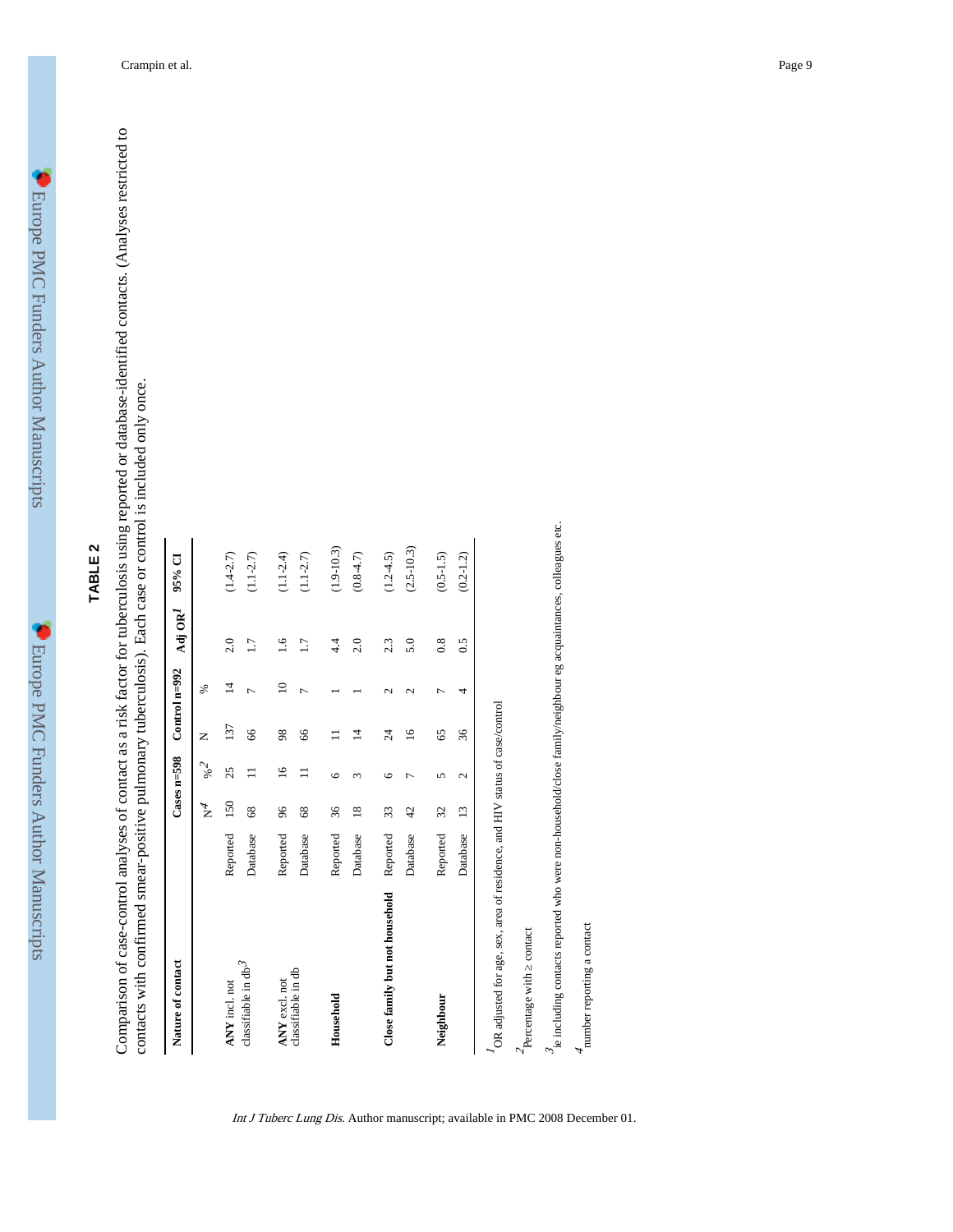## TABLE 2

Comparison of case-control analyses of contact as a risk factor for tuberculosis using reported or database-identified contacts. (Analyses restricted to contacts with confirmed smear-positive pulmonary tuberculosis). Each case or control is included only once.

| Nature of contact | | Cases n=598 | | Control n=992 | | Adj OR[1] | 95% CI |
|---|---|---|---|---|---|---|---|
| | | N[4] | %[2] | N | % | | |
| **ANY** incl. not classifiable in db[3] | Reported | 150 | 25 | 137 | 14 | 2.0 | (1.4-2.7) |
| | Database | 68 | 11 | 66 | 7 | 1.7 | (1.1-2.7) |
| **ANY** excl. not classifiable in db | Reported | 96 | 16 | 98 | 10 | 1.6 | (1.1-2.4) |
| | Database | 68 | 11 | 66 | 7 | 1.7 | (1.1-2.7) |
| **Household** | Reported | 36 | 6 | 11 | 1 | 4.4 | (1.9-10.3) |
| | Database | 18 | 3 | 14 | 1 | 2.0 | (0.8-4.7) |
| **Close family but not household** | Reported | 33 | 6 | 24 | 2 | 2.3 | (1.2-4.5) |
| | Database | 42 | 7 | 16 | 2 | 5.0 | (2.5-10.3) |
| **Neighbour** | Reported | 32 | 5 | 65 | 7 | 0.8 | (0.5-1.5) |
| | Database | 13 | 2 | 36 | 4 | 0.5 | (0.2-1.2) |

[1] OR adjusted for age, sex, area of residence, and HIV status of case/control

[2] Percentage with ≥ contact

[3] ie including contacts reported who were non-household/close family/neighbour eg acquaintances, colleagues etc.

[4] number reporting a contact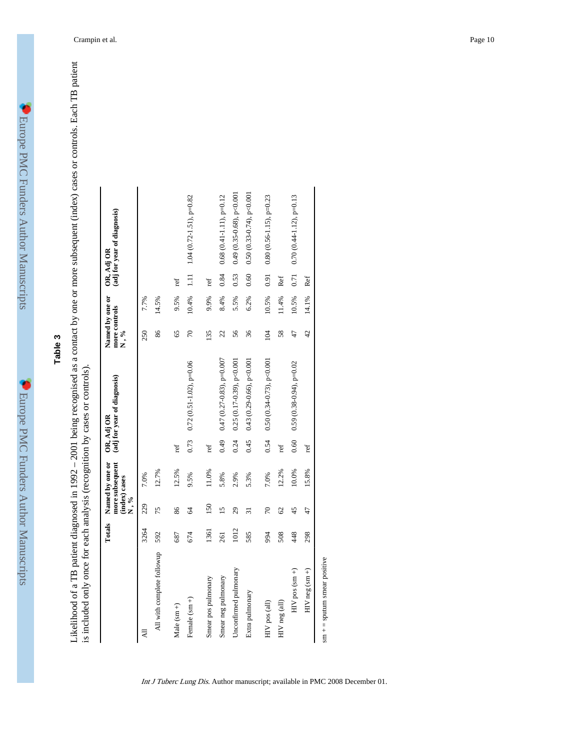## Table 3

Likelihood of a TB patient diagnosed in 1992 – 2001 being recognised as a contact by one or more subsequent (index) cases or controls. Each TB patient is included only once for each analysis (recognition by cases or controls).

| | Totals | Named by one or more subsequent (index) cases N, % | | OR, Adj OR (adj for year of diagnosis) | | Named by one or more controls N, % | | OR, Adj OR (adj for year of diagnosis) | |
|---|---|---|---|---|---|---|---|---|---|
| All | 3264 | 229 | 7.0% | | | 250 | 7.7% | | |
| All with complete followup | 592 | 75 | 12.7% | | | 86 | 14.5% | | |
| Male (sm +) | 687 | 86 | 12.5% | ref | | 65 | 9.5% | ref | |
| Female (sm +) | 674 | 64 | 9.5% | 0.73 | 0.72 (0.51-1.02), p=0.06 | 70 | 10.4% | 1.11 | 1.04 (0.72-1.51), p=0.82 |
| Smear pos pulmonary | 1361 | 150 | 11.0% | ref | | 135 | 9.9% | ref | |
| Smear neg pulmonary | 261 | 15 | 5.8% | 0.49 | 0.47 (0.27-0.83), p=0.007 | 22 | 8.4% | 0.84 | 0.68 (0.41-1.11), p=0.12 |
| Unconfirmed pulmonary | 1012 | 29 | 2.9% | 0.24 | 0.25 (0.17-0.39), p<0.001 | 56 | 5.5% | 0.53 | 0.49 (0.35-0.68), p<0.001 |
| Extra pulmonary | 585 | 31 | 5.3% | 0.45 | 0.43 (0.29-0.66), p<0.001 | 36 | 6.2% | 0.60 | 0.50 (0.33-0.74), p<0.001 |
| HIV pos (all) | 994 | 70 | 7.0% | 0.54 | 0.50 (0.34-0.73), p<0.001 | 104 | 10.5% | 0.91 | 0.80 (0.56-1.15), p=0.23 |
| HIV neg (all) | 508 | 62 | 12.2% | ref | | 58 | 11.4% | Ref | |
| HIV pos (sm +) | 448 | 45 | 10.0% | 0.60 | 0.59 (0.38-0.94), p=0.02 | 47 | 10.5% | 0.71 | 0.70 (0.44-1.12), p=0.13 |
| HIV neg (sm +) | 298 | 47 | 15.8% | ref | | 42 | 14.1% | Ref | |

sm + = sputum smear positive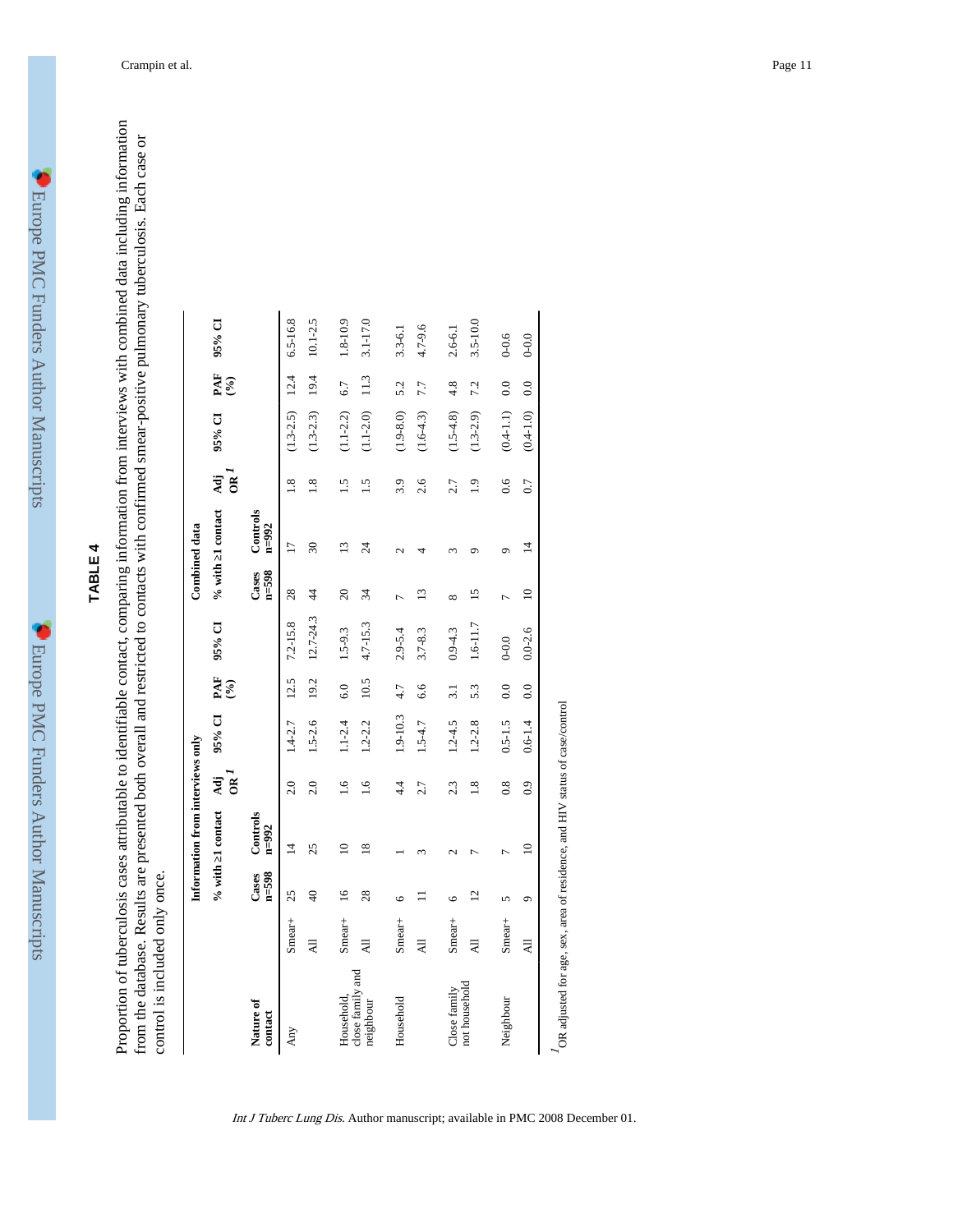## TABLE 4

Proportion of tuberculosis cases attributable to identifiable contact, comparing information from interviews with combined data including information from the database. Results are presented both overall and restricted to contacts with confirmed smear-positive pulmonary tuberculosis. Each case or control is included only once.

| Nature of contact | | Information from interviews only | | | | | | Combined data | | | | | |
|---|---|---|---|---|---|---|---|---|---|---|---|---|---|
| | | % with ≥1 contact | | Adj OR[1] | 95% CI | PAF (%) | 95% CI | % with ≥1 contact | | Adj OR[1] | 95% CI | PAF (%) | 95% CI |
| | | Cases n=598 | Controls n=992 | | | | | Cases n=598 | Controls n=992 | | | | |
| Any | Smear+ | 25 | 14 | 2.0 | 1.4-2.7 | 12.5 | 7.2-15.8 | 28 | 17 | 1.8 | (1.3-2.5) | 12.4 | 6.5-16.8 |
| | All | 40 | 25 | 2.0 | 1.5-2.6 | 19.2 | 12.7-24.3 | 44 | 30 | 1.8 | (1.3-2.3) | 19.4 | 10.1-2.5 |
| Household, close family and neighbour | Smear+ | 16 | 10 | 1.6 | 1.1-2.4 | 6.0 | 1.5-9.3 | 20 | 13 | 1.5 | (1.1-2.2) | 6.7 | 1.8-10.9 |
| | All | 28 | 18 | 1.6 | 1.2-2.2 | 10.5 | 4.7-15.3 | 34 | 24 | 1.5 | (1.1-2.0) | 11.3 | 3.1-17.0 |
| Household | Smear+ | 6 | 1 | 4.4 | 1.9-10.3 | 4.7 | 2.9-5.4 | 7 | 2 | 3.9 | (1.9-8.0) | 5.2 | 3.3-6.1 |
| | All | 11 | 3 | 2.7 | 1.5-4.7 | 6.6 | 3.7-8.3 | 13 | 4 | 2.6 | (1.6-4.3) | 7.7 | 4.7-9.6 |
| Close family not household | Smear+ | 6 | 2 | 2.3 | 1.2-4.5 | 3.1 | 0.9-4.3 | 8 | 3 | 2.7 | (1.5-4.8) | 4.8 | 2.6-6.1 |
| | All | 12 | 7 | 1.8 | 1.2-2.8 | 5.3 | 1.6-11.7 | 15 | 9 | 1.9 | (1.3-2.9) | 7.2 | 3.5-10.0 |
| Neighbour | Smear+ | 5 | 7 | 0.8 | 0.5-1.5 | 0.0 | 0-0.0 | 7 | 9 | 0.6 | (0.4-1.1) | 0.0 | 0-0.6 |
| | All | 9 | 10 | 0.9 | 0.6-1.4 | 0.0 | 0.0-2.6 | 10 | 14 | 0.7 | (0.4-1.0) | 0.0 | 0-0.0 |

[1] OR adjusted for age, sex, area of residence, and HIV status of case/control